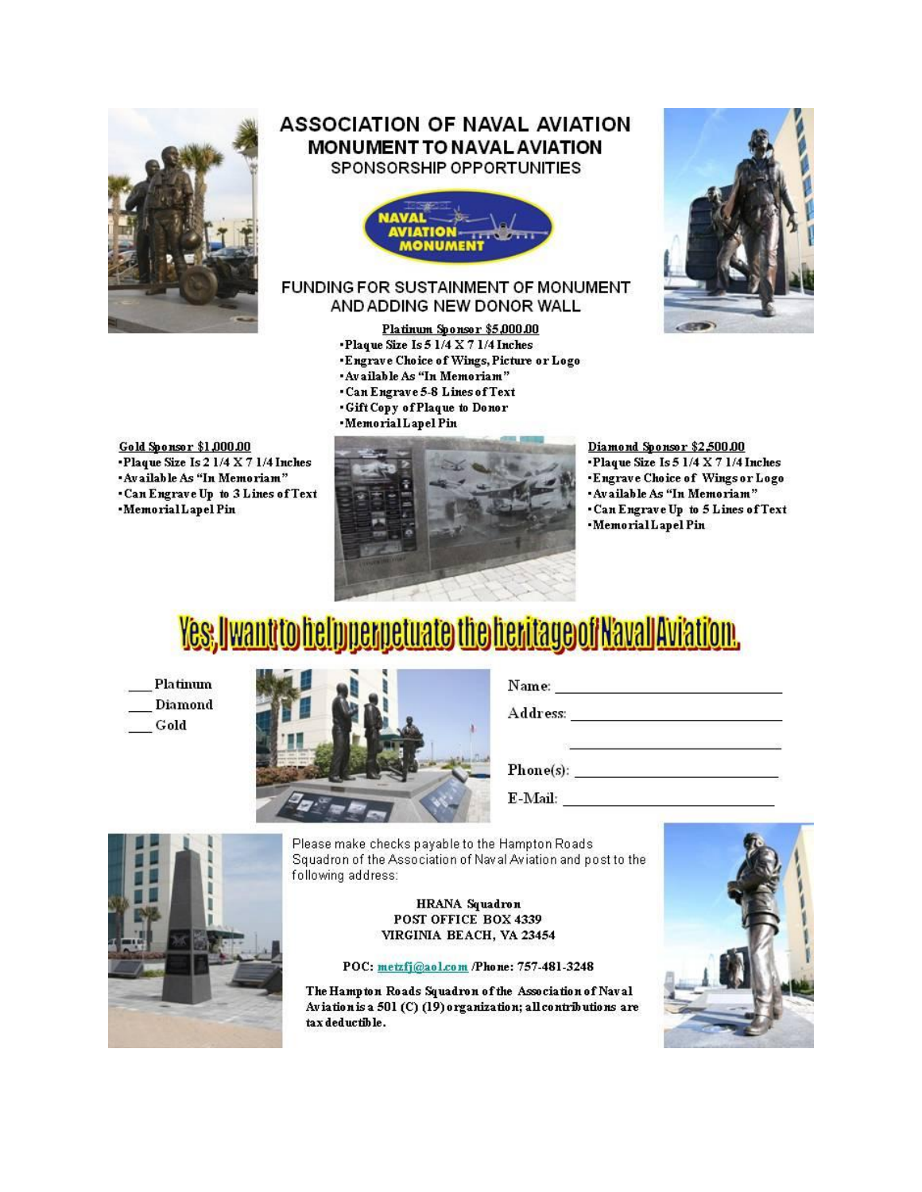# ASSOCIATION OF NAVAL AVIATION

## MONUMENT TO NAVAL AVIATION

SPONSORSHIP OPPORTUNITIES

NAVAL AVIATION MONUMENT

### FUNDING FOR SUSTAINMENT OF MONUMENT AND ADDING NEW DONOR WALL

**Platinum Sponsor $5,000.00**

- Plaque Size Is 5 1/4 X 7 1/4 Inches
- Engrave Choice of Wings, Picture or Logo
- Available As "In Memoriam"
- Can Engrave 5-8 Lines of Text
- Gift Copy of Plaque to Donor
- Memorial Lapel Pin

**Gold Sponsor $1,000.00**

- Plaque Size Is 2 1/4 X 7 1/4 Inches
- Available As "In Memoriam"
- Can Engrave Up to 3 Lines of Text
- Memorial Lapel Pin

**Diamond Sponsor $2,500.00**

- Plaque Size Is 5 1/4 X 7 1/4 Inches
- Engrave Choice of Wings or Logo
- Available As "In Memoriam"
- Can Engrave Up to 5 Lines of Text
- Memorial Lapel Pin

## Yes, I want to help perpetuate the heritage of Naval Aviation.

___ Platinum

___ Diamond

___ Gold

Name: ____________________________

Address: ____________________________

____________________________

Phone(s): ____________________________

E-Mail: ____________________________

Please make checks payable to the Hampton Roads Squadron of the Association of Naval Aviation and post to the following address:

**HRANA Squadron**
**POST OFFICE BOX 4339**
**VIRGINIA BEACH, VA 23454**

**POC: metzfj@aol.com /Phone: 757-481-3248**

**The Hampton Roads Squadron of the Association of Naval Aviation is a 501 (C) (19) organization; all contributions are tax deductible.**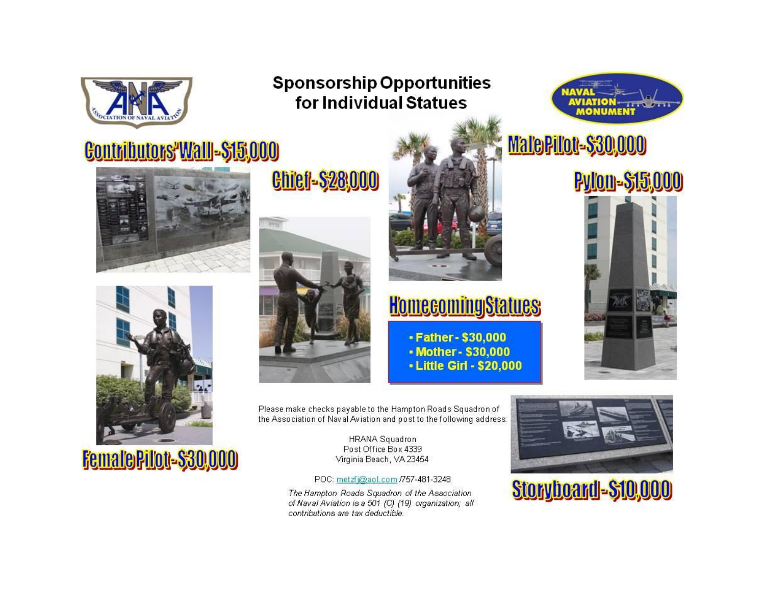# Sponsorship Opportunities for Individual Statues

## Contributors' Wall - $15,000

## Chief - $28,000

## Male Pilot - $30,000

## Pylon - $15,000

## Homecoming Statues

- Father - $30,000
- Mother - $30,000
- Little Girl - $20,000

## Female Pilot - $30,000

## Storyboard - $10,000

Please make checks payable to the Hampton Roads Squadron of the Association of Naval Aviation and post to the following address:

HRANA Squadron
Post Office Box 4339
Virginia Beach, VA 23454

POC: metzfj@aol.com /757-481-3248

*The Hampton Roads Squadron of the Association of Naval Aviation is a 501 (C) (19) organization; all contributions are tax deductible.*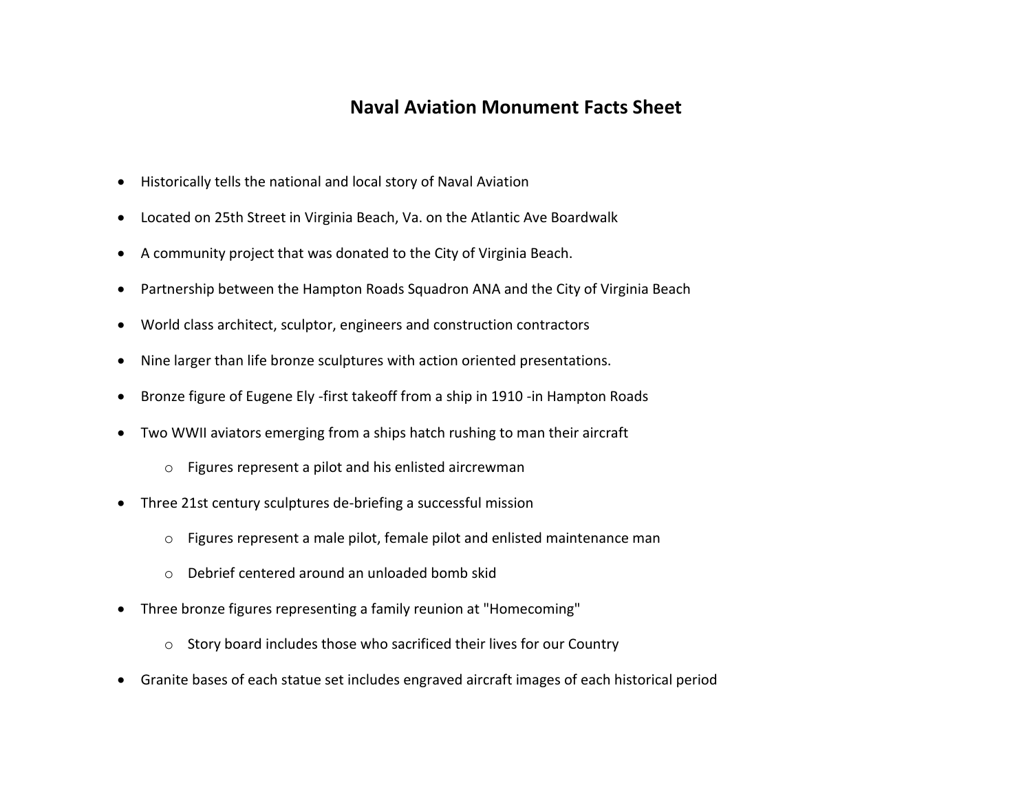# Naval Aviation Monument Facts Sheet

- Historically tells the national and local story of Naval Aviation
- Located on 25th Street in Virginia Beach, Va. on the Atlantic Ave Boardwalk
- A community project that was donated to the City of Virginia Beach.
- Partnership between the Hampton Roads Squadron ANA and the City of Virginia Beach
- World class architect, sculptor, engineers and construction contractors
- Nine larger than life bronze sculptures with action oriented presentations.
- Bronze figure of Eugene Ely -first takeoff from a ship in 1910 -in Hampton Roads
- Two WWII aviators emerging from a ships hatch rushing to man their aircraft
    - Figures represent a pilot and his enlisted aircrewman
- Three 21st century sculptures de-briefing a successful mission
    - Figures represent a male pilot, female pilot and enlisted maintenance man
    - Debrief centered around an unloaded bomb skid
- Three bronze figures representing a family reunion at "Homecoming"
    - Story board includes those who sacrificed their lives for our Country
- Granite bases of each statue set includes engraved aircraft images of each historical period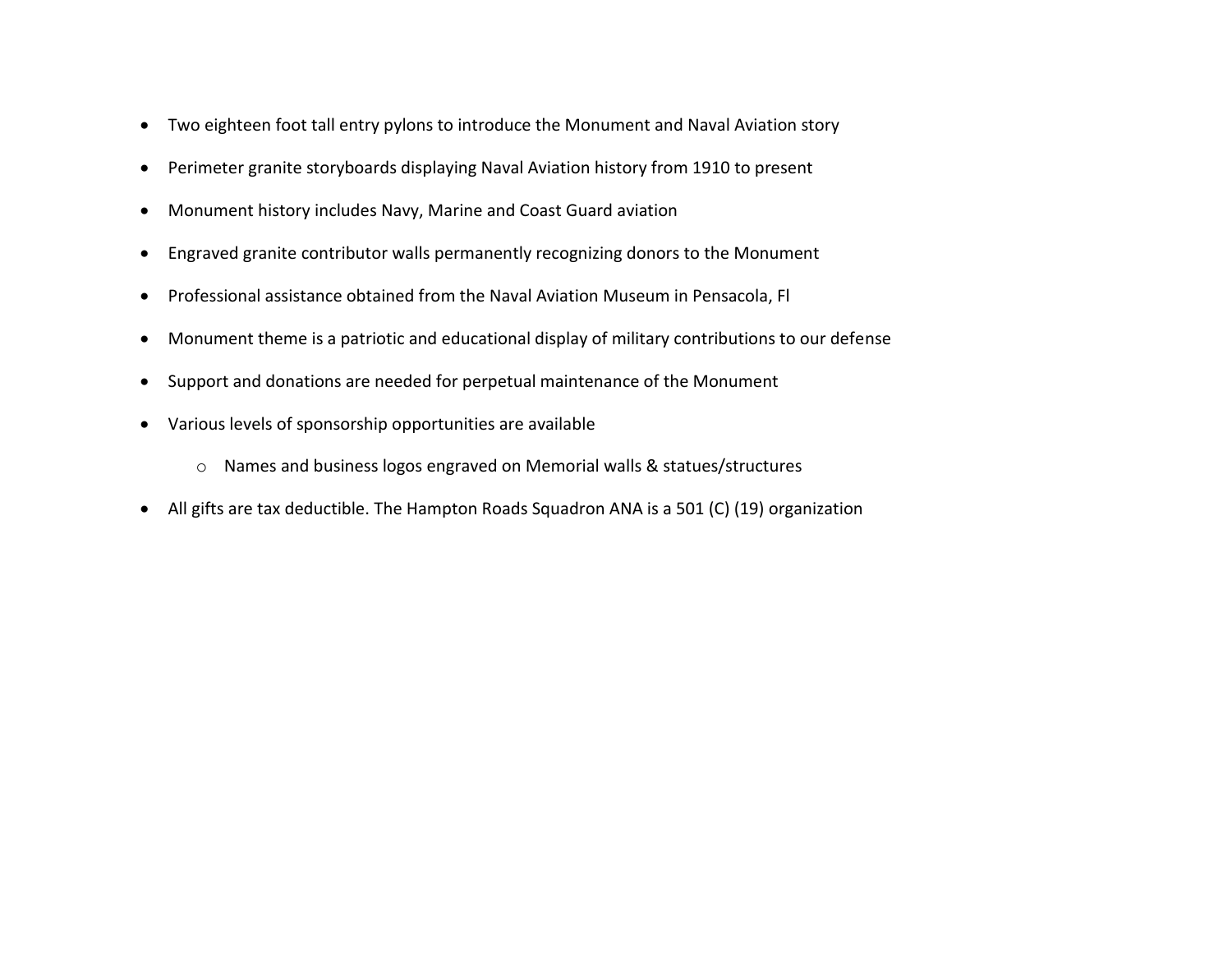- Two eighteen foot tall entry pylons to introduce the Monument and Naval Aviation story
- Perimeter granite storyboards displaying Naval Aviation history from 1910 to present
- Monument history includes Navy, Marine and Coast Guard aviation
- Engraved granite contributor walls permanently recognizing donors to the Monument
- Professional assistance obtained from the Naval Aviation Museum in Pensacola, Fl
- Monument theme is a patriotic and educational display of military contributions to our defense
- Support and donations are needed for perpetual maintenance of the Monument
- Various levels of sponsorship opportunities are available
    - Names and business logos engraved on Memorial walls & statues/structures
- All gifts are tax deductible. The Hampton Roads Squadron ANA is a 501 (C) (19) organization